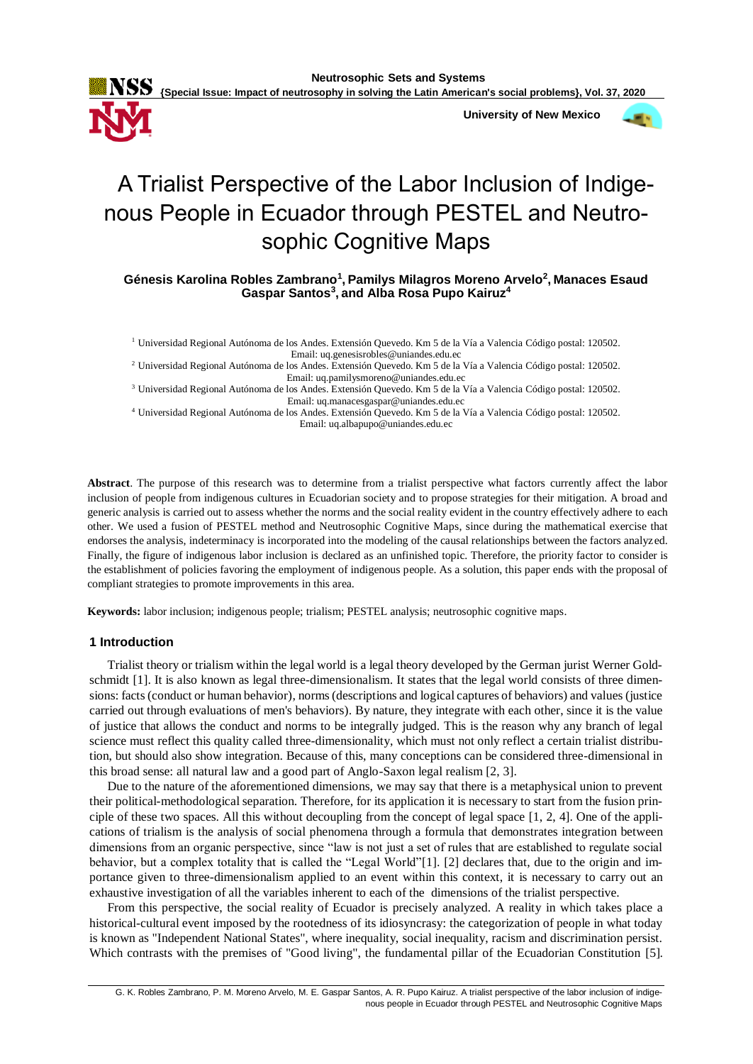# A Trialist Perspective of the Labor Inclusion of Indigenous People in Ecuador through PESTEL and Neutrosophic Cognitive Maps

**Génesis Karolina Robles Zambrano[1], Pamilys Milagros Moreno Arvelo[2], Manaces Esaud Gaspar Santos[3], and Alba Rosa Pupo Kairuz[4]**

[1] Universidad Regional Autónoma de los Andes. Extensión Quevedo. Km 5 de la Vía a Valencia Código postal: 120502. Email: uq.genesisrobles@uniandes.edu.ec

[2] Universidad Regional Autónoma de los Andes. Extensión Quevedo. Km 5 de la Vía a Valencia Código postal: 120502. Email: uq.pamilysmoreno@uniandes.edu.ec

[3] Universidad Regional Autónoma de los Andes. Extensión Quevedo. Km 5 de la Vía a Valencia Código postal: 120502. Email: uq.manacesgaspar@uniandes.edu.ec

[4] Universidad Regional Autónoma de los Andes. Extensión Quevedo. Km 5 de la Vía a Valencia Código postal: 120502. Email: uq.albapupo@uniandes.edu.ec

**Abstract**. The purpose of this research was to determine from a trialist perspective what factors currently affect the labor inclusion of people from indigenous cultures in Ecuadorian society and to propose strategies for their mitigation. A broad and generic analysis is carried out to assess whether the norms and the social reality evident in the country effectively adhere to each other. We used a fusion of PESTEL method and Neutrosophic Cognitive Maps, since during the mathematical exercise that endorses the analysis, indeterminacy is incorporated into the modeling of the causal relationships between the factors analyzed. Finally, the figure of indigenous labor inclusion is declared as an unfinished topic. Therefore, the priority factor to consider is the establishment of policies favoring the employment of indigenous people. As a solution, this paper ends with the proposal of compliant strategies to promote improvements in this area.

**Keywords:** labor inclusion; indigenous people; trialism; PESTEL analysis; neutrosophic cognitive maps.

## 1 Introduction

Trialist theory or trialism within the legal world is a legal theory developed by the German jurist Werner Goldschmidt [1]. It is also known as legal three-dimensionalism. It states that the legal world consists of three dimensions: facts (conduct or human behavior), norms (descriptions and logical captures of behaviors) and values (justice carried out through evaluations of men's behaviors). By nature, they integrate with each other, since it is the value of justice that allows the conduct and norms to be integrally judged. This is the reason why any branch of legal science must reflect this quality called three-dimensionality, which must not only reflect a certain trialist distribution, but should also show integration. Because of this, many conceptions can be considered three-dimensional in this broad sense: all natural law and a good part of Anglo-Saxon legal realism [2, 3].

Due to the nature of the aforementioned dimensions, we may say that there is a metaphysical union to prevent their political-methodological separation. Therefore, for its application it is necessary to start from the fusion principle of these two spaces. All this without decoupling from the concept of legal space [1, 2, 4]. One of the applications of trialism is the analysis of social phenomena through a formula that demonstrates integration between dimensions from an organic perspective, since "law is not just a set of rules that are established to regulate social behavior, but a complex totality that is called the "Legal World"[1]. [2] declares that, due to the origin and importance given to three-dimensionalism applied to an event within this context, it is necessary to carry out an exhaustive investigation of all the variables inherent to each of the dimensions of the trialist perspective.

From this perspective, the social reality of Ecuador is precisely analyzed. A reality in which takes place a historical-cultural event imposed by the rootedness of its idiosyncrasy: the categorization of people in what today is known as "Independent National States", where inequality, social inequality, racism and discrimination persist. Which contrasts with the premises of "Good living", the fundamental pillar of the Ecuadorian Constitution [5].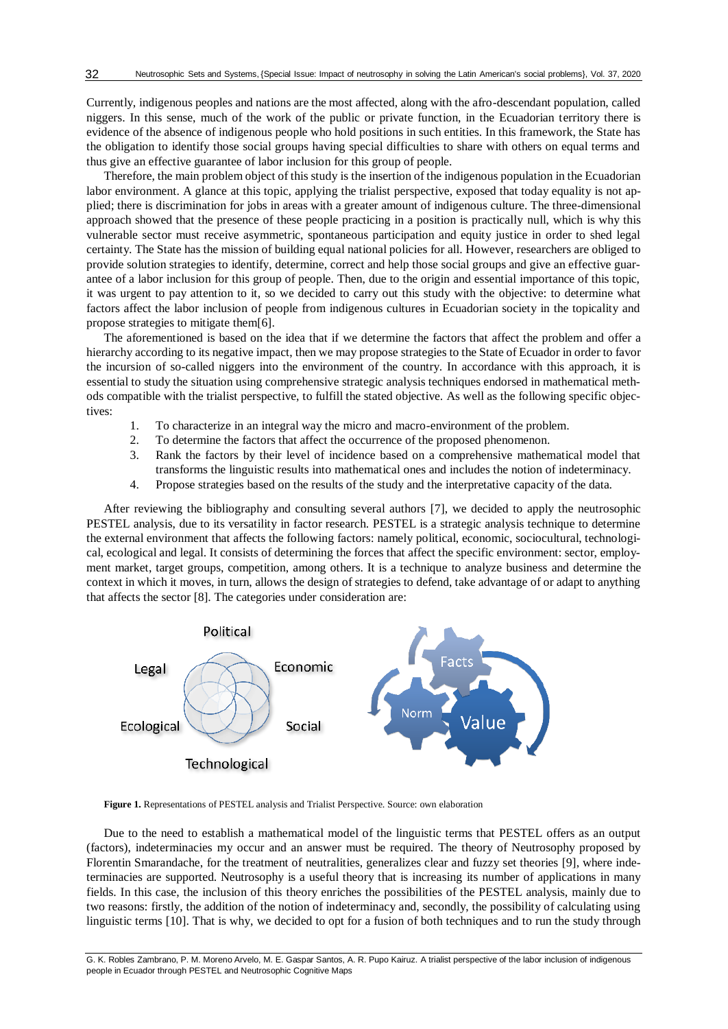Currently, indigenous peoples and nations are the most affected, along with the afro-descendant population, called niggers. In this sense, much of the work of the public or private function, in the Ecuadorian territory there is evidence of the absence of indigenous people who hold positions in such entities. In this framework, the State has the obligation to identify those social groups having special difficulties to share with others on equal terms and thus give an effective guarantee of labor inclusion for this group of people.

Therefore, the main problem object of this study is the insertion of the indigenous population in the Ecuadorian labor environment. A glance at this topic, applying the trialist perspective, exposed that today equality is not applied; there is discrimination for jobs in areas with a greater amount of indigenous culture. The three-dimensional approach showed that the presence of these people practicing in a position is practically null, which is why this vulnerable sector must receive asymmetric, spontaneous participation and equity justice in order to shed legal certainty. The State has the mission of building equal national policies for all. However, researchers are obliged to provide solution strategies to identify, determine, correct and help those social groups and give an effective guarantee of a labor inclusion for this group of people. Then, due to the origin and essential importance of this topic, it was urgent to pay attention to it, so we decided to carry out this study with the objective: to determine what factors affect the labor inclusion of people from indigenous cultures in Ecuadorian society in the topicality and propose strategies to mitigate them[6].

The aforementioned is based on the idea that if we determine the factors that affect the problem and offer a hierarchy according to its negative impact, then we may propose strategies to the State of Ecuador in order to favor the incursion of so-called niggers into the environment of the country. In accordance with this approach, it is essential to study the situation using comprehensive strategic analysis techniques endorsed in mathematical methods compatible with the trialist perspective, to fulfill the stated objective. As well as the following specific objectives:

1. To characterize in an integral way the micro and macro-environment of the problem.
2. To determine the factors that affect the occurrence of the proposed phenomenon.
3. Rank the factors by their level of incidence based on a comprehensive mathematical model that transforms the linguistic results into mathematical ones and includes the notion of indeterminacy.
4. Propose strategies based on the results of the study and the interpretative capacity of the data.

After reviewing the bibliography and consulting several authors [7], we decided to apply the neutrosophic PESTEL analysis, due to its versatility in factor research. PESTEL is a strategic analysis technique to determine the external environment that affects the following factors: namely political, economic, sociocultural, technological, ecological and legal. It consists of determining the forces that affect the specific environment: sector, employment market, target groups, competition, among others. It is a technique to analyze business and determine the context in which it moves, in turn, allows the design of strategies to defend, take advantage of or adapt to anything that affects the sector [8]. The categories under consideration are:

**Figure 1.** Representations of PESTEL analysis and Trialist Perspective. Source: own elaboration

Due to the need to establish a mathematical model of the linguistic terms that PESTEL offers as an output (factors), indeterminacies my occur and an answer must be required. The theory of Neutrosophy proposed by Florentin Smarandache, for the treatment of neutralities, generalizes clear and fuzzy set theories [9], where indeterminacies are supported. Neutrosophy is a useful theory that is increasing its number of applications in many fields. In this case, the inclusion of this theory enriches the possibilities of the PESTEL analysis, mainly due to two reasons: firstly, the addition of the notion of indeterminacy and, secondly, the possibility of calculating using linguistic terms [10]. That is why, we decided to opt for a fusion of both techniques and to run the study through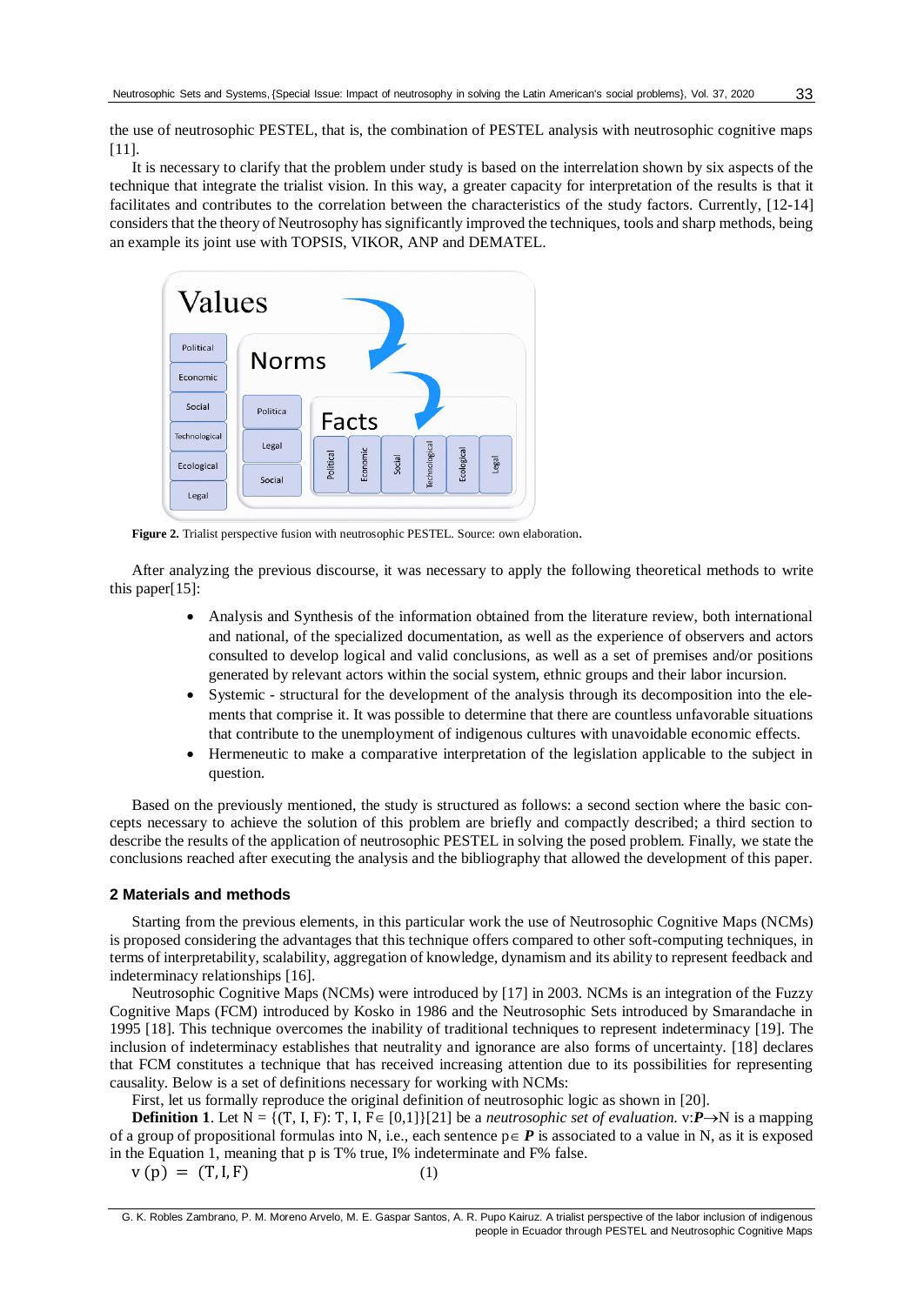the use of neutrosophic PESTEL, that is, the combination of PESTEL analysis with neutrosophic cognitive maps [11].

It is necessary to clarify that the problem under study is based on the interrelation shown by six aspects of the technique that integrate the trialist vision. In this way, a greater capacity for interpretation of the results is that it facilitates and contributes to the correlation between the characteristics of the study factors. Currently, [12-14] considers that the theory of Neutrosophy has significantly improved the techniques, tools and sharp methods, being an example its joint use with TOPSIS, VIKOR, ANP and DEMATEL.

**Figure 2.** Trialist perspective fusion with neutrosophic PESTEL. Source: own elaboration.

After analyzing the previous discourse, it was necessary to apply the following theoretical methods to write this paper[15]:

- Analysis and Synthesis of the information obtained from the literature review, both international and national, of the specialized documentation, as well as the experience of observers and actors consulted to develop logical and valid conclusions, as well as a set of premises and/or positions generated by relevant actors within the social system, ethnic groups and their labor incursion.
- Systemic - structural for the development of the analysis through its decomposition into the elements that comprise it. It was possible to determine that there are countless unfavorable situations that contribute to the unemployment of indigenous cultures with unavoidable economic effects.
- Hermeneutic to make a comparative interpretation of the legislation applicable to the subject in question.

Based on the previously mentioned, the study is structured as follows: a second section where the basic concepts necessary to achieve the solution of this problem are briefly and compactly described; a third section to describe the results of the application of neutrosophic PESTEL in solving the posed problem. Finally, we state the conclusions reached after executing the analysis and the bibliography that allowed the development of this paper.

## 2 Materials and methods

Starting from the previous elements, in this particular work the use of Neutrosophic Cognitive Maps (NCMs) is proposed considering the advantages that this technique offers compared to other soft-computing techniques, in terms of interpretability, scalability, aggregation of knowledge, dynamism and its ability to represent feedback and indeterminacy relationships [16].

Neutrosophic Cognitive Maps (NCMs) were introduced by [17] in 2003. NCMs is an integration of the Fuzzy Cognitive Maps (FCM) introduced by Kosko in 1986 and the Neutrosophic Sets introduced by Smarandache in 1995 [18]. This technique overcomes the inability of traditional techniques to represent indeterminacy [19]. The inclusion of indeterminacy establishes that neutrality and ignorance are also forms of uncertainty. [18] declares that FCM constitutes a technique that has received increasing attention due to its possibilities for representing causality. Below is a set of definitions necessary for working with NCMs:

First, let us formally reproduce the original definition of neutrosophic logic as shown in [20].

**Definition 1**. Let $N = \{(T, I, F): T, I, F \in [0,1]\}$[21] be a *neutrosophic set of evaluation.* $v$:$\boldsymbol{P} \rightarrow N$ is a mapping of a group of propositional formulas into N, i.e., each sentence $p \in \boldsymbol{P}$ is associated to a value in N, as it is exposed in the Equation 1, meaning that p is T% true, I% indeterminate and F% false.

$$v(p) = (T, I, F) \quad (1)$$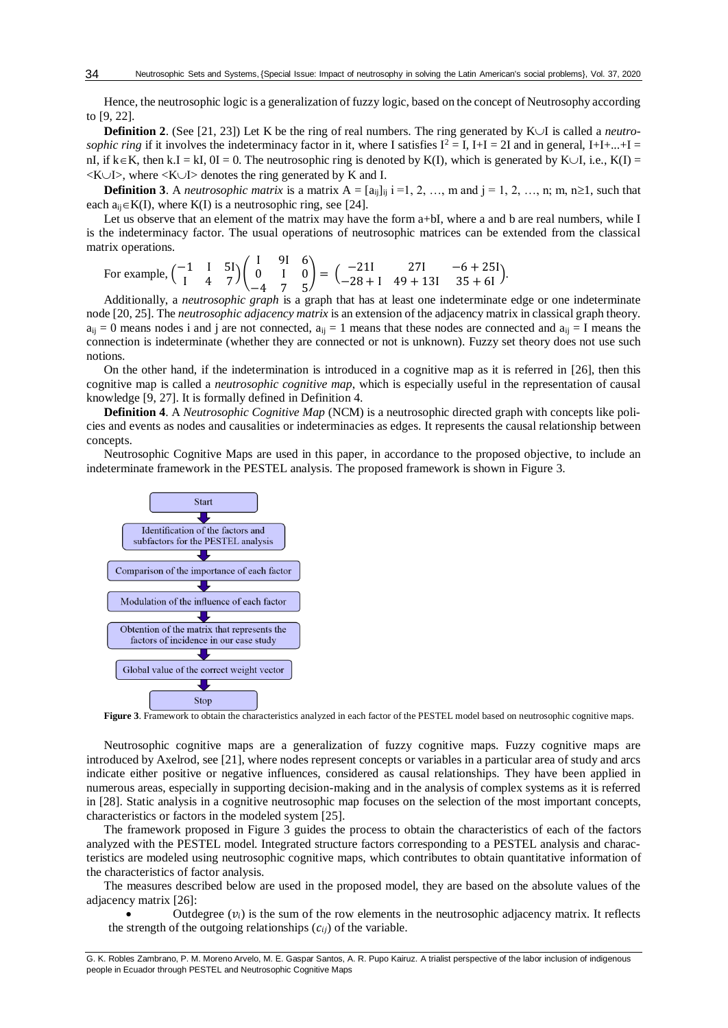Hence, the neutrosophic logic is a generalization of fuzzy logic, based on the concept of Neutrosophy according to [9, 22].

**Definition 2**. (See [21, 23]) Let K be the ring of real numbers. The ring generated by $K \cup I$ is called a *neutrosophic ring* if it involves the indeterminacy factor in it, where I satisfies $I^2 = I$, $I+I = 2I$ and in general, $I+I+...+I = nI$, if $k \in K$, then $k.I = kI$, $0I = 0$. The neutrosophic ring is denoted by K(I), which is generated by $K \cup I$, i.e., $K(I) = \langle K \cup I \rangle$, where $\langle K \cup I \rangle$ denotes the ring generated by K and I.

**Definition 3**. A *neutrosophic matrix* is a matrix $A = [a_{ij}]_{ij}$ $i = 1, 2, \ldots, m$ and $j = 1, 2, \ldots, n$; $m, n \geq 1$, such that each $a_{ij} \in K(I)$, where K(I) is a neutrosophic ring, see [24].

Let us observe that an element of the matrix may have the form a+bI, where a and b are real numbers, while I is the indeterminacy factor. The usual operations of neutrosophic matrices can be extended from the classical matrix operations.

For example, $\begin{pmatrix} -1 & I & 5I \\ I & 4 & 7 \end{pmatrix} \begin{pmatrix} I & 9I & 6 \\ 0 & I & 0 \\ -4 & 7 & 5 \end{pmatrix} = \begin{pmatrix} -21I & 27I & -6+25I \\ -28+I & 49+13I & 35+6I \end{pmatrix}$.

Additionally, a *neutrosophic graph* is a graph that has at least one indeterminate edge or one indeterminate node [20, 25]. The *neutrosophic adjacency matrix* is an extension of the adjacency matrix in classical graph theory. $a_{ij} = 0$ means nodes i and j are not connected, $a_{ij} = 1$ means that these nodes are connected and $a_{ij} = I$ means the connection is indeterminate (whether they are connected or not is unknown). Fuzzy set theory does not use such notions.

On the other hand, if the indetermination is introduced in a cognitive map as it is referred in [26], then this cognitive map is called a *neutrosophic cognitive map*, which is especially useful in the representation of causal knowledge [9, 27]. It is formally defined in Definition 4.

**Definition 4**. A *Neutrosophic Cognitive Map* (NCM) is a neutrosophic directed graph with concepts like policies and events as nodes and causalities or indeterminacies as edges. It represents the causal relationship between concepts.

Neutrosophic Cognitive Maps are used in this paper, in accordance to the proposed objective, to include an indeterminate framework in the PESTEL analysis. The proposed framework is shown in Figure 3.

Start
→ Identification of the factors and subfactors for the PESTEL analysis
→ Comparison of the importance of each factor
→ Modulation of the influence of each factor
→ Obtention of the matrix that represents the factors of incidence in our case study
→ Global value of the correct weight vector
→ Stop

**Figure 3**. Framework to obtain the characteristics analyzed in each factor of the PESTEL model based on neutrosophic cognitive maps.

Neutrosophic cognitive maps are a generalization of fuzzy cognitive maps. Fuzzy cognitive maps are introduced by Axelrod, see [21], where nodes represent concepts or variables in a particular area of study and arcs indicate either positive or negative influences, considered as causal relationships. They have been applied in numerous areas, especially in supporting decision-making and in the analysis of complex systems as it is referred in [28]. Static analysis in a cognitive neutrosophic map focuses on the selection of the most important concepts, characteristics or factors in the modeled system [25].

The framework proposed in Figure 3 guides the process to obtain the characteristics of each of the factors analyzed with the PESTEL model. Integrated structure factors corresponding to a PESTEL analysis and characteristics are modeled using neutrosophic cognitive maps, which contributes to obtain quantitative information of the characteristics of factor analysis.

The measures described below are used in the proposed model, they are based on the absolute values of the adjacency matrix [26]:

- Outdegree ($v_i$) is the sum of the row elements in the neutrosophic adjacency matrix. It reflects the strength of the outgoing relationships ($c_{ij}$) of the variable.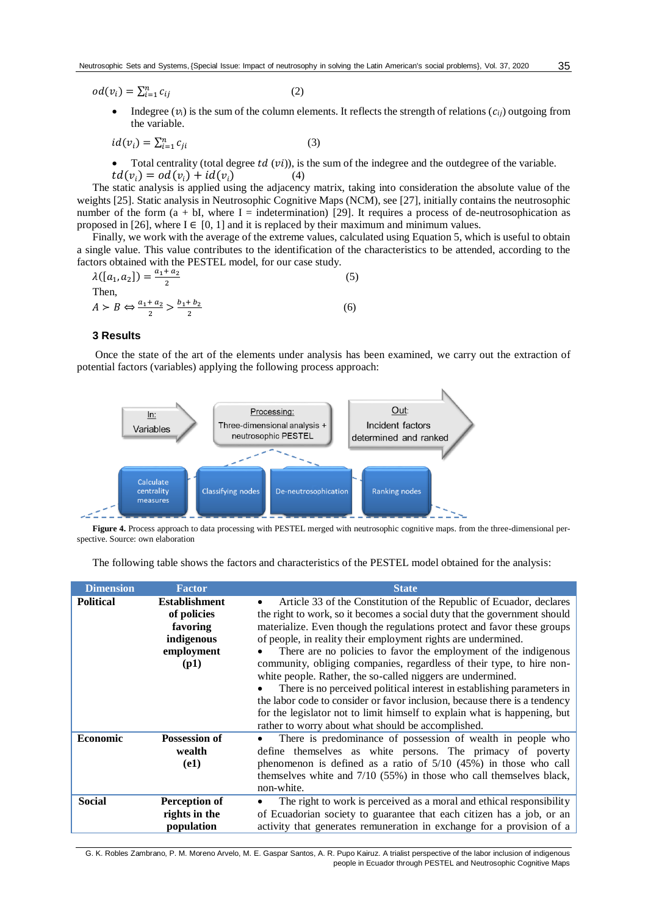$$od(v_i) = \sum_{i=1}^{n} c_{ij} \quad (2)$$

- Indegree ($v_i$) is the sum of the column elements. It reflects the strength of relations ($c_{ij}$) outgoing from the variable.

$$id(v_i) = \sum_{i=1}^{n} c_{ji} \quad (3)$$

- Total centrality (total degree $td\ (vi)$), is the sum of the indegree and the outdegree of the variable.

$$td(v_i) = od(v_i) + id(v_i) \quad (4)$$

The static analysis is applied using the adjacency matrix, taking into consideration the absolute value of the weights [25]. Static analysis in Neutrosophic Cognitive Maps (NCM), see [27], initially contains the neutrosophic number of the form (a + bI, where I = indetermination) [29]. It requires a process of de-neutrosophication as proposed in [26], where I ∈ [0, 1] and it is replaced by their maximum and minimum values.

Finally, we work with the average of the extreme values, calculated using Equation 5, which is useful to obtain a single value. This value contributes to the identification of the characteristics to be attended, according to the factors obtained with the PESTEL model, for our case study.

$$\lambda([a_1, a_2]) = \frac{a_1 + a_2}{2} \quad (5)$$

Then,

$$A \succ B \Leftrightarrow \frac{a_1 + a_2}{2} > \frac{b_1 + b_2}{2} \quad (6)$$

## 3 Results

Once the state of the art of the elements under analysis has been examined, we carry out the extraction of potential factors (variables) applying the following process approach:

In: Variables → Processing: Three-dimensional analysis + neutrosophic PESTEL → Out: Incident factors determined and ranked

Calculate centrality measures → Classifying nodes → De-neutrosophication → Ranking nodes

**Figure 4.** Process approach to data processing with PESTEL merged with neutrosophic cognitive maps. from the three-dimensional perspective. Source: own elaboration

The following table shows the factors and characteristics of the PESTEL model obtained for the analysis:

| Dimension | Factor | State |
|---|---|---|
| **Political** | **Establishment of policies favoring indigenous employment (p1)** | • Article 33 of the Constitution of the Republic of Ecuador, declares the right to work, so it becomes a social duty that the government should materialize. Even though the regulations protect and favor these groups of people, in reality their employment rights are undermined.<br>• There are no policies to favor the employment of the indigenous community, obliging companies, regardless of their type, to hire non-white people. Rather, the so-called niggers are undermined.<br>• There is no perceived political interest in establishing parameters in the labor code to consider or favor inclusion, because there is a tendency for the legislator not to limit himself to explain what is happening, but rather to worry about what should be accomplished. |
| **Economic** | **Possession of wealth (e1)** | • There is predominance of possession of wealth in people who define themselves as white persons. The primacy of poverty phenomenon is defined as a ratio of 5/10 (45%) in those who call themselves white and 7/10 (55%) in those who call themselves black, non-white. |
| **Social** | **Perception of rights in the population** | • The right to work is perceived as a moral and ethical responsibility of Ecuadorian society to guarantee that each citizen has a job, or an activity that generates remuneration in exchange for a provision of a |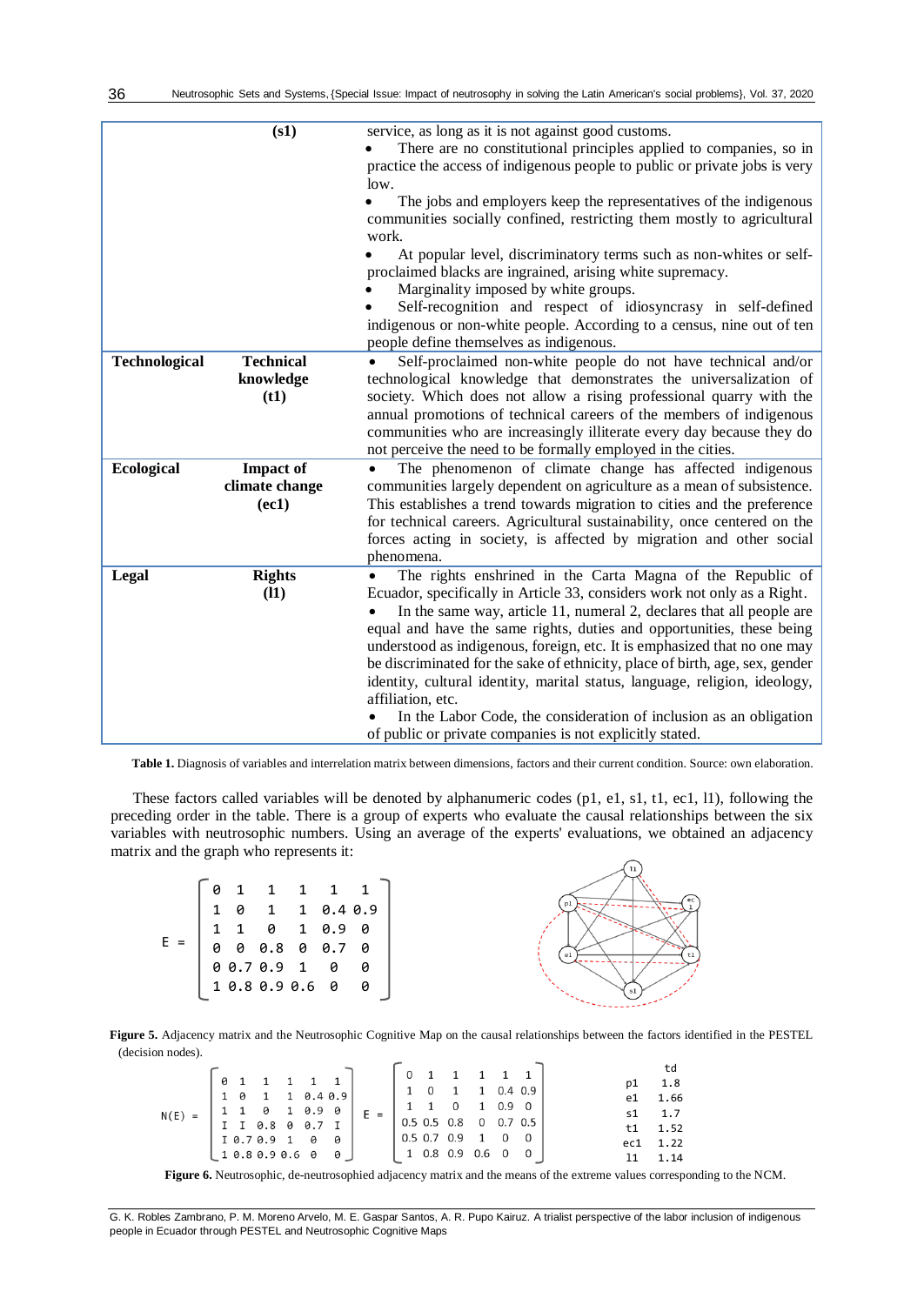| | (s1) | service, as long as it is not against good customs. • There are no constitutional principles applied to companies, so in practice the access of indigenous people to public or private jobs is very low. • The jobs and employers keep the representatives of the indigenous communities socially confined, restricting them mostly to agricultural work. • At popular level, discriminatory terms such as non-whites or self-proclaimed blacks are ingrained, arising white supremacy. • Marginality imposed by white groups. • Self-recognition and respect of idiosyncrasy in self-defined indigenous or non-white people. According to a census, nine out of ten people define themselves as indigenous. |
|---|---|---|
| **Technological** | **Technical knowledge (t1)** | • Self-proclaimed non-white people do not have technical and/or technological knowledge that demonstrates the universalization of society. Which does not allow a rising professional quarry with the annual promotions of technical careers of the members of indigenous communities who are increasingly illiterate every day because they do not perceive the need to be formally employed in the cities. |
| **Ecological** | **Impact of climate change (ec1)** | • The phenomenon of climate change has affected indigenous communities largely dependent on agriculture as a mean of subsistence. This establishes a trend towards migration to cities and the preference for technical careers. Agricultural sustainability, once centered on the forces acting in society, is affected by migration and other social phenomena. |
| **Legal** | **Rights (l1)** | • The rights enshrined in the Carta Magna of the Republic of Ecuador, specifically in Article 33, considers work not only as a Right. • In the same way, article 11, numeral 2, declares that all people are equal and have the same rights, duties and opportunities, these being understood as indigenous, foreign, etc. It is emphasized that no one may be discriminated for the sake of ethnicity, place of birth, age, sex, gender identity, cultural identity, marital status, language, religion, ideology, affiliation, etc. • In the Labor Code, the consideration of inclusion as an obligation of public or private companies is not explicitly stated. |

**Table 1.** Diagnosis of variables and interrelation matrix between dimensions, factors and their current condition. Source: own elaboration.

These factors called variables will be denoted by alphanumeric codes (p1, e1, s1, t1, ec1, l1), following the preceding order in the table. There is a group of experts who evaluate the causal relationships between the six variables with neutrosophic numbers. Using an average of the experts' evaluations, we obtained an adjacency matrix and the graph who represents it:

$$E = \begin{bmatrix} 0 & 1 & 1 & 1 & 1 & 1 \\ 1 & 0 & 1 & 1 & 0.4 & 0.9 \\ 1 & 1 & 0 & 1 & 0.9 & 0 \\ 0 & 0 & 0.8 & 0 & 0.7 & 0 \\ 0 & 0.7 & 0.9 & 1 & 0 & 0 \\ 1 & 0.8 & 0.9 & 0.6 & 0 & 0 \end{bmatrix}$$

**Figure 5.** Adjacency matrix and the Neutrosophic Cognitive Map on the causal relationships between the factors identified in the PESTEL (decision nodes).

$$N(E) = \begin{bmatrix} 0 & 1 & 1 & 1 & 1 & 1 \\ 1 & 0 & 1 & 1 & 0.4 & 0.9 \\ 1 & 1 & 0 & 1 & 0.9 & 0 \\ I & I & 0.8 & 0 & 0.7 & I \\ I & 0.7 & 0.9 & 1 & 0 & 0 \\ 1 & 0.8 & 0.9 & 0.6 & 0 & 0 \end{bmatrix} \quad E = \begin{bmatrix} 0 & 1 & 1 & 1 & 1 & 1 \\ 1 & 0 & 1 & 1 & 0.4 & 0.9 \\ 1 & 1 & 0 & 1 & 0.9 & 0 \\ 0.5 & 0.5 & 0.8 & 0 & 0.7 & 0.5 \\ 0.5 & 0.7 & 0.9 & 1 & 0 & 0 \\ 1 & 0.8 & 0.9 & 0.6 & 0 & 0 \end{bmatrix}$$

| | td |
|---|---|
| p1 | 1.8 |
| e1 | 1.66 |
| s1 | 1.7 |
| t1 | 1.52 |
| ec1 | 1.22 |
| l1 | 1.14 |

**Figure 6.** Neutrosophic, de-neutrosophied adjacency matrix and the means of the extreme values corresponding to the NCM.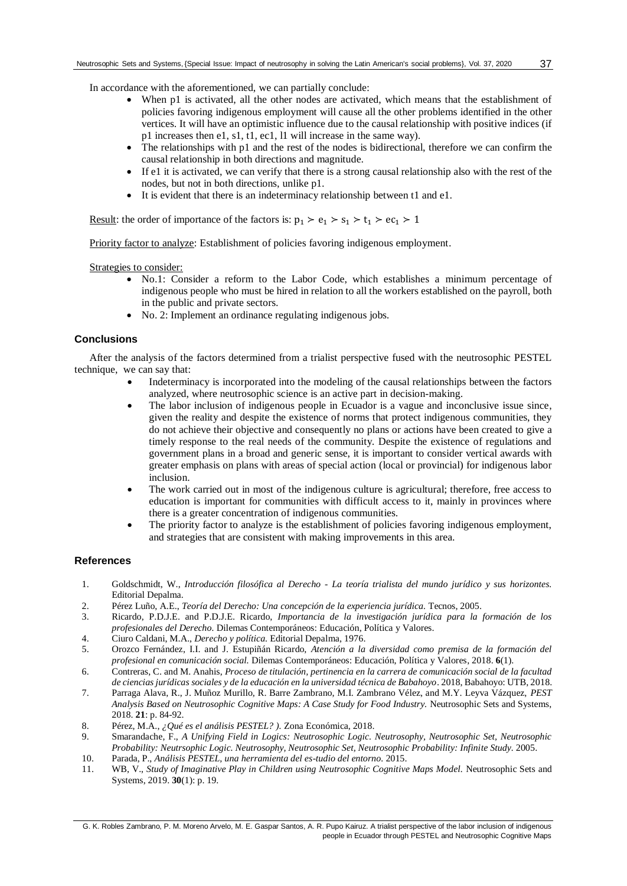In accordance with the aforementioned, we can partially conclude:

- When p1 is activated, all the other nodes are activated, which means that the establishment of policies favoring indigenous employment will cause all the other problems identified in the other vertices. It will have an optimistic influence due to the causal relationship with positive indices (if p1 increases then e1, s1, t1, ec1, l1 will increase in the same way).
- The relationships with p1 and the rest of the nodes is bidirectional, therefore we can confirm the causal relationship in both directions and magnitude.
- If e1 it is activated, we can verify that there is a strong causal relationship also with the rest of the nodes, but not in both directions, unlike p1.
- It is evident that there is an indeterminacy relationship between t1 and e1.

Result: the order of importance of the factors is: $p_1 \succ e_1 \succ s_1 \succ t_1 \succ ec_1 \succ 1$

Priority factor to analyze: Establishment of policies favoring indigenous employment.

Strategies to consider:

- No.1: Consider a reform to the Labor Code, which establishes a minimum percentage of indigenous people who must be hired in relation to all the workers established on the payroll, both in the public and private sectors.
- No. 2: Implement an ordinance regulating indigenous jobs.

## Conclusions

After the analysis of the factors determined from a trialist perspective fused with the neutrosophic PESTEL technique, we can say that:

- Indeterminacy is incorporated into the modeling of the causal relationships between the factors analyzed, where neutrosophic science is an active part in decision-making.
- The labor inclusion of indigenous people in Ecuador is a vague and inconclusive issue since, given the reality and despite the existence of norms that protect indigenous communities, they do not achieve their objective and consequently no plans or actions have been created to give a timely response to the real needs of the community. Despite the existence of regulations and government plans in a broad and generic sense, it is important to consider vertical awards with greater emphasis on plans with areas of special action (local or provincial) for indigenous labor inclusion.
- The work carried out in most of the indigenous culture is agricultural; therefore, free access to education is important for communities with difficult access to it, mainly in provinces where there is a greater concentration of indigenous communities.
- The priority factor to analyze is the establishment of policies favoring indigenous employment, and strategies that are consistent with making improvements in this area.

## References

1. Goldschmidt, W., *Introducción filosófica al Derecho - La teoría trialista del mundo jurídico y sus horizontes.* Editorial Depalma.
2. Pérez Luño, A.E., *Teoría del Derecho: Una concepción de la experiencia jurídica.* Tecnos, 2005.
3. Ricardo, P.D.J.E. and P.D.J.E. Ricardo, *Importancia de la investigación jurídica para la formación de los profesionales del Derecho.* Dilemas Contemporáneos: Educación, Política y Valores.
4. Ciuro Caldani, M.A., *Derecho y política.* Editorial Depalma, 1976.
5. Orozco Fernández, I.I. and J. Estupiñán Ricardo, *Atención a la diversidad como premisa de la formación del profesional en comunicación social.* Dilemas Contemporáneos: Educación, Política y Valores, 2018. **6**(1).
6. Contreras, C. and M. Anahis, *Proceso de titulación, pertinencia en la carrera de comunicación social de la facultad de ciencias jurídicas sociales y de la educación en la universidad técnica de Babahoyo*. 2018, Babahoyo: UTB, 2018.
7. Parraga Alava, R., J. Muñoz Murillo, R. Barre Zambrano, M.I. Zambrano Vélez, and M.Y. Leyva Vázquez, *PEST Analysis Based on Neutrosophic Cognitive Maps: A Case Study for Food Industry.* Neutrosophic Sets and Systems, 2018. **21**: p. 84-92.
8. Pérez, M.A., *¿Qué es el análisis PESTEL? ).* Zona Económica, 2018.
9. Smarandache, F., *A Unifying Field in Logics: Neutrosophic Logic. Neutrosophy, Neutrosophic Set, Neutrosophic Probability: Neutrsophic Logic. Neutrosophy, Neutrosophic Set, Neutrosophic Probability: Infinite Study.* 2005.
10. Parada, P., *Análisis PESTEL, una herramienta del es-tudio del entorno.* 2015.
11. WB, V., *Study of Imaginative Play in Children using Neutrosophic Cognitive Maps Model.* Neutrosophic Sets and Systems, 2019. **30**(1): p. 19.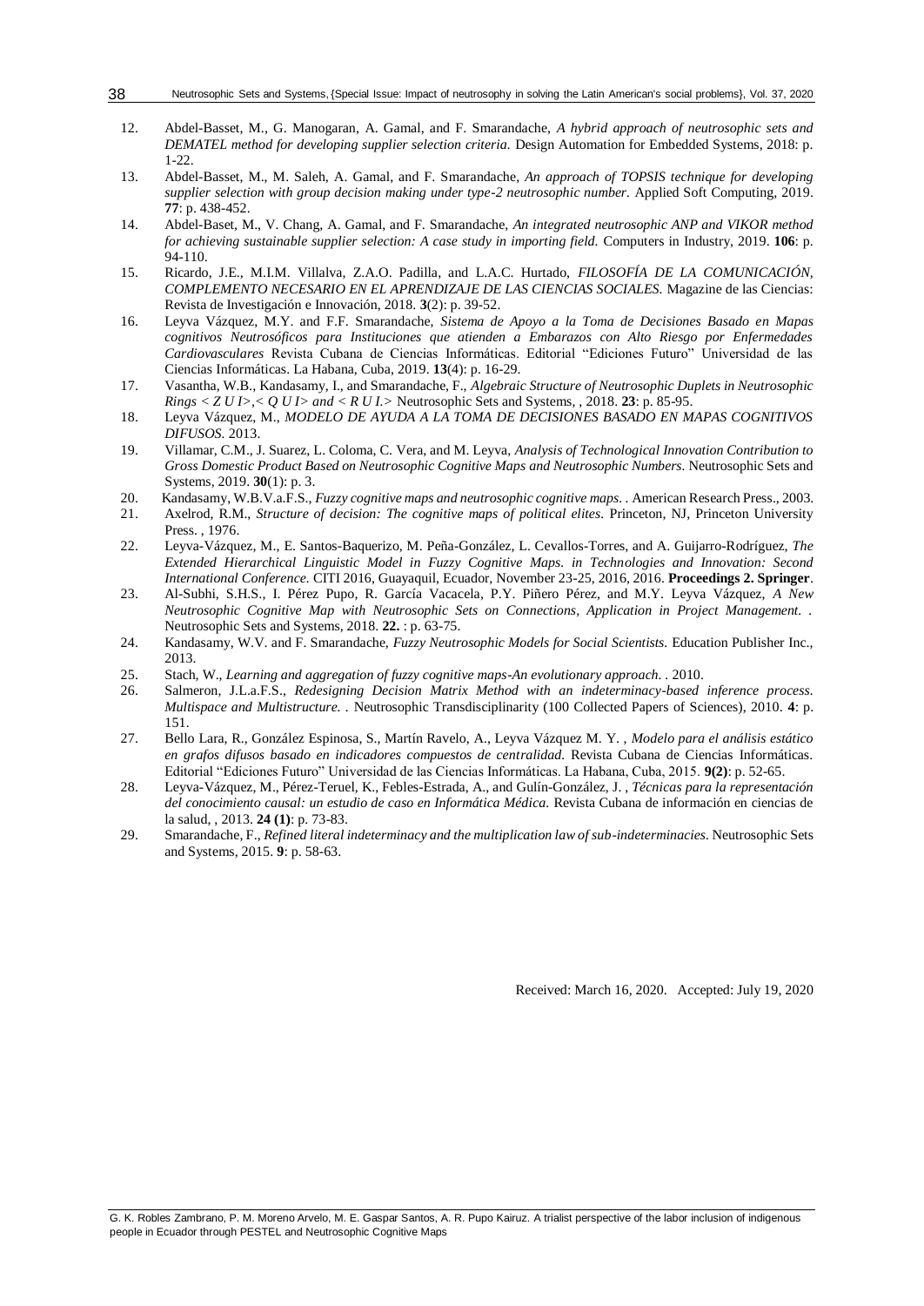12. Abdel-Basset, M., G. Manogaran, A. Gamal, and F. Smarandache, *A hybrid approach of neutrosophic sets and DEMATEL method for developing supplier selection criteria.* Design Automation for Embedded Systems, 2018: p. 1-22.
13. Abdel-Basset, M., M. Saleh, A. Gamal, and F. Smarandache, *An approach of TOPSIS technique for developing supplier selection with group decision making under type-2 neutrosophic number.* Applied Soft Computing, 2019. **77**: p. 438-452.
14. Abdel-Baset, M., V. Chang, A. Gamal, and F. Smarandache, *An integrated neutrosophic ANP and VIKOR method for achieving sustainable supplier selection: A case study in importing field.* Computers in Industry, 2019. **106**: p. 94-110.
15. Ricardo, J.E., M.I.M. Villalva, Z.A.O. Padilla, and L.A.C. Hurtado, *FILOSOFÍA DE LA COMUNICACIÓN, COMPLEMENTO NECESARIO EN EL APRENDIZAJE DE LAS CIENCIAS SOCIALES.* Magazine de las Ciencias: Revista de Investigación e Innovación, 2018. **3**(2): p. 39-52.
16. Leyva Vázquez, M.Y. and F.F. Smarandache, *Sistema de Apoyo a la Toma de Decisiones Basado en Mapas cognitivos Neutrosóficos para Instituciones que atienden a Embarazos con Alto Riesgo por Enfermedades Cardiovasculares* Revista Cubana de Ciencias Informáticas. Editorial "Ediciones Futuro" Universidad de las Ciencias Informáticas. La Habana, Cuba, 2019. **13**(4): p. 16-29.
17. Vasantha, W.B., Kandasamy, I., and Smarandache, F., *Algebraic Structure of Neutrosophic Duplets in Neutrosophic Rings < Z U I>,< Q U I> and < R U I.>* Neutrosophic Sets and Systems, , 2018. **23**: p. 85-95.
18. Leyva Vázquez, M., *MODELO DE AYUDA A LA TOMA DE DECISIONES BASADO EN MAPAS COGNITIVOS DIFUSOS.* 2013.
19. Villamar, C.M., J. Suarez, L. Coloma, C. Vera, and M. Leyva, *Analysis of Technological Innovation Contribution to Gross Domestic Product Based on Neutrosophic Cognitive Maps and Neutrosophic Numbers.* Neutrosophic Sets and Systems, 2019. **30**(1): p. 3.
20. Kandasamy, W.B.V.a.F.S., *Fuzzy cognitive maps and neutrosophic cognitive maps.* . American Research Press., 2003.
21. Axelrod, R.M., *Structure of decision: The cognitive maps of political elites.* Princeton, NJ, Princeton University Press. , 1976.
22. Leyva-Vázquez, M., E. Santos-Baquerizo, M. Peña-González, L. Cevallos-Torres, and A. Guijarro-Rodríguez, *The Extended Hierarchical Linguistic Model in Fuzzy Cognitive Maps. in Technologies and Innovation: Second International Conference.* CITI 2016, Guayaquil, Ecuador, November 23-25, 2016, 2016. **Proceedings 2. Springer**.
23. Al-Subhi, S.H.S., I. Pérez Pupo, R. García Vacacela, P.Y. Piñero Pérez, and M.Y. Leyva Vázquez, *A New Neutrosophic Cognitive Map with Neutrosophic Sets on Connections, Application in Project Management.* . Neutrosophic Sets and Systems, 2018. **22.** : p. 63-75.
24. Kandasamy, W.V. and F. Smarandache, *Fuzzy Neutrosophic Models for Social Scientists.* Education Publisher Inc., 2013.
25. Stach, W., *Learning and aggregation of fuzzy cognitive maps-An evolutionary approach.* . 2010.
26. Salmeron, J.L.a.F.S., *Redesigning Decision Matrix Method with an indeterminacy-based inference process. Multispace and Multistructure.* . Neutrosophic Transdisciplinarity (100 Collected Papers of Sciences), 2010. **4**: p. 151.
27. Bello Lara, R., González Espinosa, S., Martín Ravelo, A., Leyva Vázquez M. Y. , *Modelo para el análisis estático en grafos difusos basado en indicadores compuestos de centralidad.* Revista Cubana de Ciencias Informáticas. Editorial "Ediciones Futuro" Universidad de las Ciencias Informáticas. La Habana, Cuba, 2015. **9(2)**: p. 52-65.
28. Leyva-Vázquez, M., Pérez-Teruel, K., Febles-Estrada, A., and Gulín-González, J. , *Técnicas para la representación del conocimiento causal: un estudio de caso en Informática Médica.* Revista Cubana de información en ciencias de la salud, , 2013. **24 (1)**: p. 73-83.
29. Smarandache, F., *Refined literal indeterminacy and the multiplication law of sub-indeterminacies.* Neutrosophic Sets and Systems, 2015. **9**: p. 58-63.

Received: March 16, 2020. Accepted: July 19, 2020